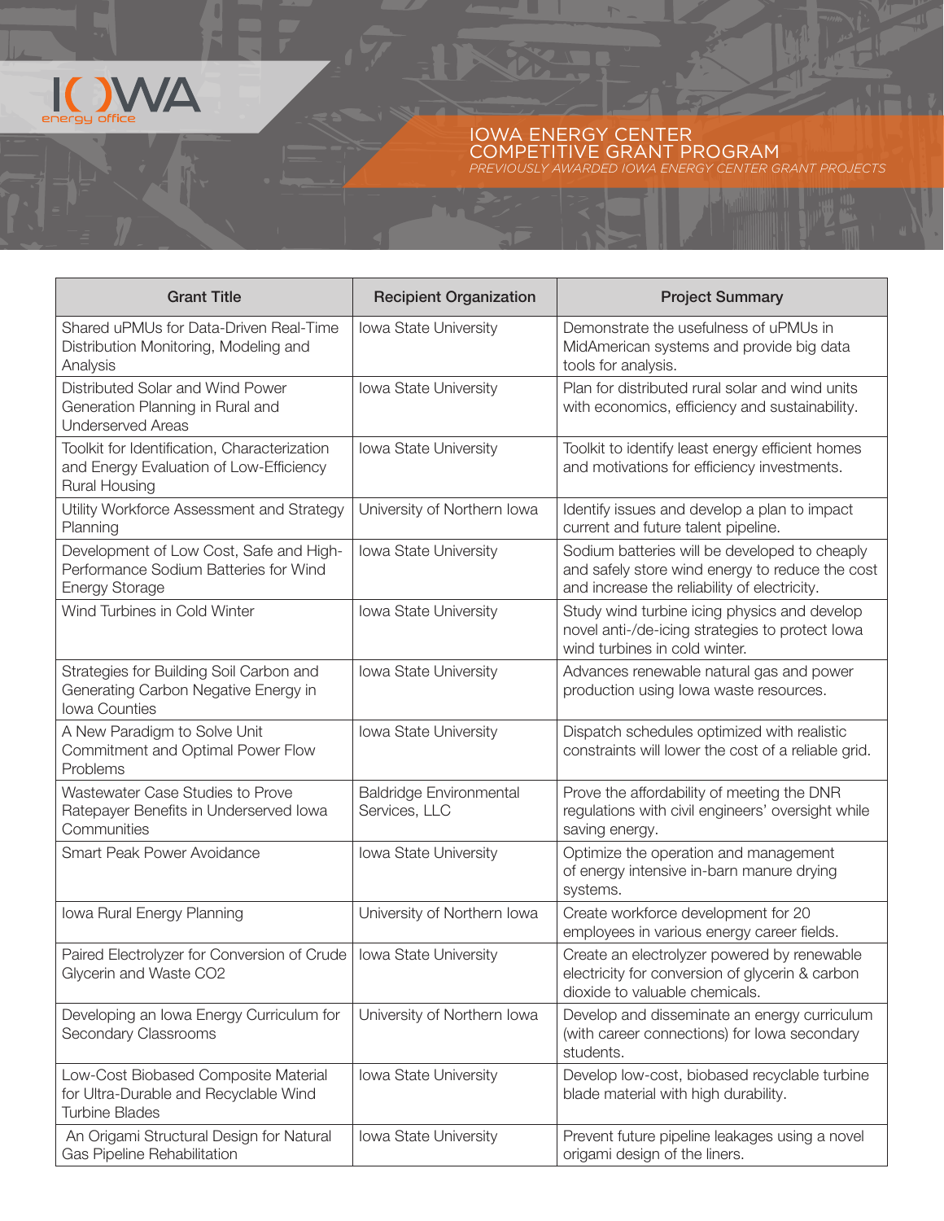IOWA energy office

# IOWA ENERGY CENTER COMPETITIVE GRANT PROGRAM

*PREVIOUSLY AWARDED IOWA ENERGY CENTER GRANT PROJECTS*

| Grant Title | Recipient Organization | Project Summary |
|---|---|---|
| Shared uPMUs for Data-Driven Real-Time Distribution Monitoring, Modeling and Analysis | Iowa State University | Demonstrate the usefulness of uPMUs in MidAmerican systems and provide big data tools for analysis. |
| Distributed Solar and Wind Power Generation Planning in Rural and Underserved Areas | Iowa State University | Plan for distributed rural solar and wind units with economics, efficiency and sustainability. |
| Toolkit for Identification, Characterization and Energy Evaluation of Low-Efficiency Rural Housing | Iowa State University | Toolkit to identify least energy efficient homes and motivations for efficiency investments. |
| Utility Workforce Assessment and Strategy Planning | University of Northern Iowa | Identify issues and develop a plan to impact current and future talent pipeline. |
| Development of Low Cost, Safe and High-Performance Sodium Batteries for Wind Energy Storage | Iowa State University | Sodium batteries will be developed to cheaply and safely store wind energy to reduce the cost and increase the reliability of electricity. |
| Wind Turbines in Cold Winter | Iowa State University | Study wind turbine icing physics and develop novel anti-/de-icing strategies to protect Iowa wind turbines in cold winter. |
| Strategies for Building Soil Carbon and Generating Carbon Negative Energy in Iowa Counties | Iowa State University | Advances renewable natural gas and power production using Iowa waste resources. |
| A New Paradigm to Solve Unit Commitment and Optimal Power Flow Problems | Iowa State University | Dispatch schedules optimized with realistic constraints will lower the cost of a reliable grid. |
| Wastewater Case Studies to Prove Ratepayer Benefits in Underserved Iowa Communities | Baldridge Environmental Services, LLC | Prove the affordability of meeting the DNR regulations with civil engineers' oversight while saving energy. |
| Smart Peak Power Avoidance | Iowa State University | Optimize the operation and management of energy intensive in-barn manure drying systems. |
| Iowa Rural Energy Planning | University of Northern Iowa | Create workforce development for 20 employees in various energy career fields. |
| Paired Electrolyzer for Conversion of Crude Glycerin and Waste CO2 | Iowa State University | Create an electrolyzer powered by renewable electricity for conversion of glycerin & carbon dioxide to valuable chemicals. |
| Developing an Iowa Energy Curriculum for Secondary Classrooms | University of Northern Iowa | Develop and disseminate an energy curriculum (with career connections) for Iowa secondary students. |
| Low-Cost Biobased Composite Material for Ultra-Durable and Recyclable Wind Turbine Blades | Iowa State University | Develop low-cost, biobased recyclable turbine blade material with high durability. |
| An Origami Structural Design for Natural Gas Pipeline Rehabilitation | Iowa State University | Prevent future pipeline leakages using a novel origami design of the liners. |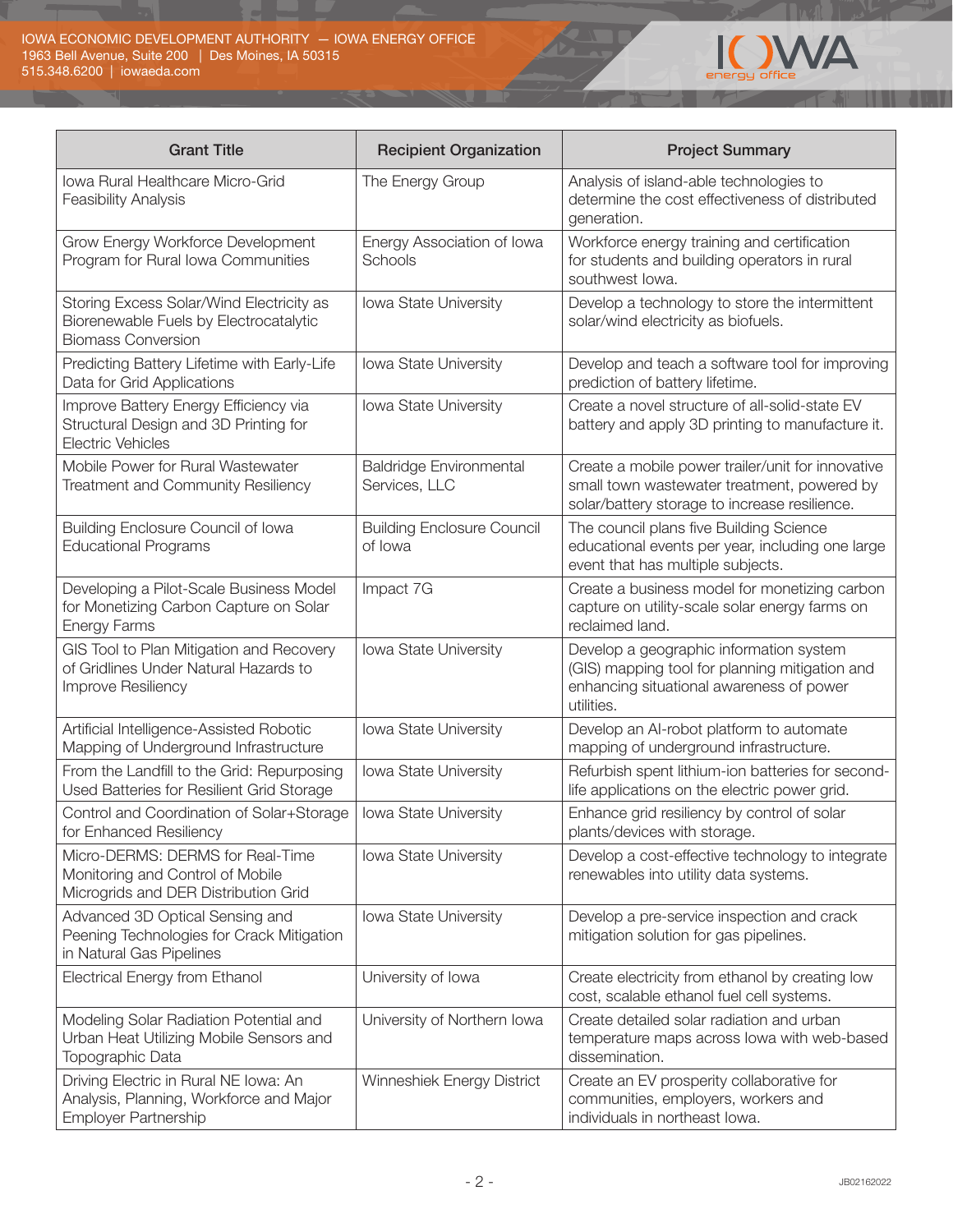| Grant Title | Recipient Organization | Project Summary |
|---|---|---|
| Iowa Rural Healthcare Micro-Grid Feasibility Analysis | The Energy Group | Analysis of island-able technologies to determine the cost effectiveness of distributed generation. |
| Grow Energy Workforce Development Program for Rural Iowa Communities | Energy Association of Iowa Schools | Workforce energy training and certification for students and building operators in rural southwest Iowa. |
| Storing Excess Solar/Wind Electricity as Biorenewable Fuels by Electrocatalytic Biomass Conversion | Iowa State University | Develop a technology to store the intermittent solar/wind electricity as biofuels. |
| Predicting Battery Lifetime with Early-Life Data for Grid Applications | Iowa State University | Develop and teach a software tool for improving prediction of battery lifetime. |
| Improve Battery Energy Efficiency via Structural Design and 3D Printing for Electric Vehicles | Iowa State University | Create a novel structure of all-solid-state EV battery and apply 3D printing to manufacture it. |
| Mobile Power for Rural Wastewater Treatment and Community Resiliency | Baldridge Environmental Services, LLC | Create a mobile power trailer/unit for innovative small town wastewater treatment, powered by solar/battery storage to increase resilience. |
| Building Enclosure Council of Iowa Educational Programs | Building Enclosure Council of Iowa | The council plans five Building Science educational events per year, including one large event that has multiple subjects. |
| Developing a Pilot-Scale Business Model for Monetizing Carbon Capture on Solar Energy Farms | Impact 7G | Create a business model for monetizing carbon capture on utility-scale solar energy farms on reclaimed land. |
| GIS Tool to Plan Mitigation and Recovery of Gridlines Under Natural Hazards to Improve Resiliency | Iowa State University | Develop a geographic information system (GIS) mapping tool for planning mitigation and enhancing situational awareness of power utilities. |
| Artificial Intelligence-Assisted Robotic Mapping of Underground Infrastructure | Iowa State University | Develop an AI-robot platform to automate mapping of underground infrastructure. |
| From the Landfill to the Grid: Repurposing Used Batteries for Resilient Grid Storage | Iowa State University | Refurbish spent lithium-ion batteries for second-life applications on the electric power grid. |
| Control and Coordination of Solar+Storage for Enhanced Resiliency | Iowa State University | Enhance grid resiliency by control of solar plants/devices with storage. |
| Micro-DERMS: DERMS for Real-Time Monitoring and Control of Mobile Microgrids and DER Distribution Grid | Iowa State University | Develop a cost-effective technology to integrate renewables into utility data systems. |
| Advanced 3D Optical Sensing and Peening Technologies for Crack Mitigation in Natural Gas Pipelines | Iowa State University | Develop a pre-service inspection and crack mitigation solution for gas pipelines. |
| Electrical Energy from Ethanol | University of Iowa | Create electricity from ethanol by creating low cost, scalable ethanol fuel cell systems. |
| Modeling Solar Radiation Potential and Urban Heat Utilizing Mobile Sensors and Topographic Data | University of Northern Iowa | Create detailed solar radiation and urban temperature maps across Iowa with web-based dissemination. |
| Driving Electric in Rural NE Iowa: An Analysis, Planning, Workforce and Major Employer Partnership | Winneshiek Energy District | Create an EV prosperity collaborative for communities, employers, workers and individuals in northeast Iowa. |

JB02162022